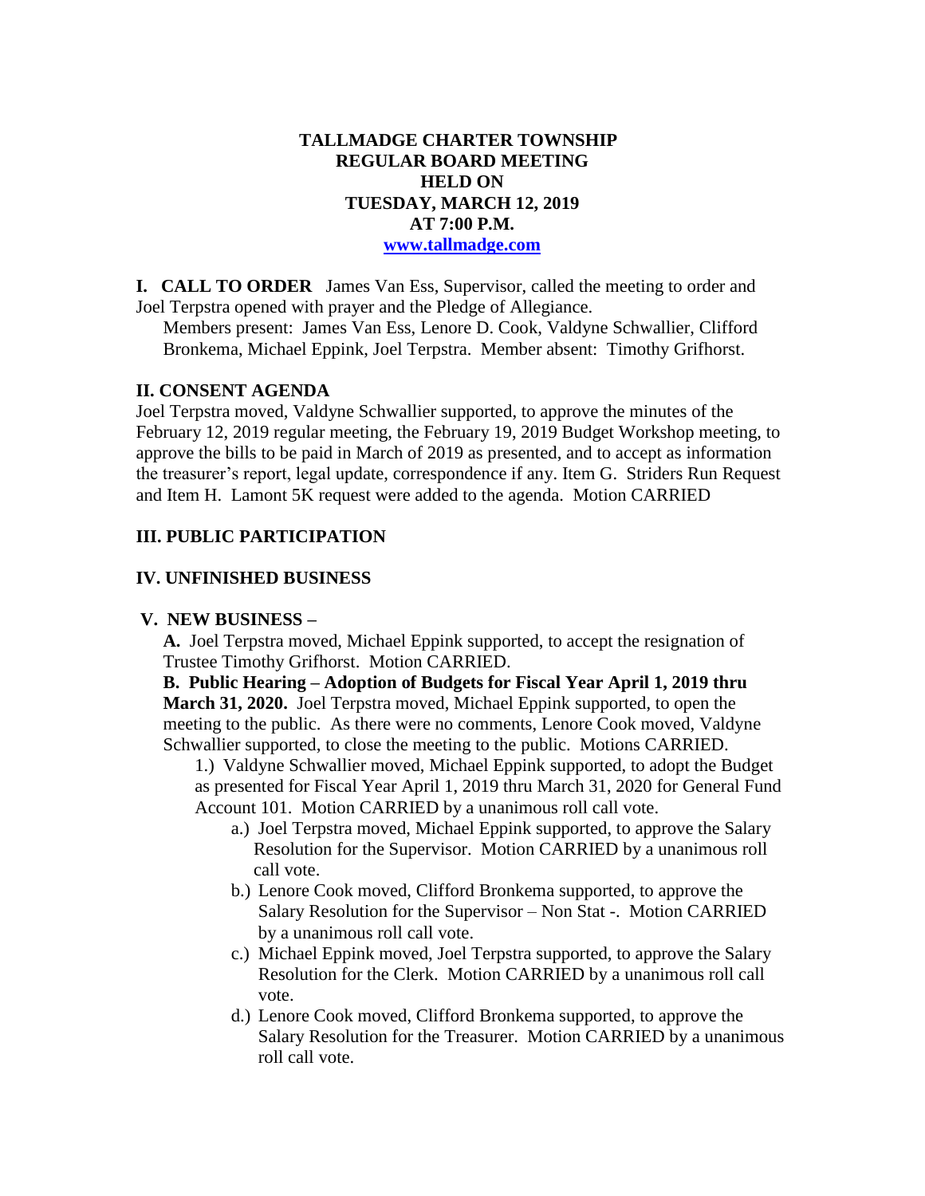# TALLMADGE CHARTER TOWNSHIP
## REGULAR BOARD MEETING
## HELD ON
## TUESDAY, MARCH 12, 2019
## AT 7:00 P.M.
## www.tallmadge.com

**I. CALL TO ORDER** James Van Ess, Supervisor, called the meeting to order and Joel Terpstra opened with prayer and the Pledge of Allegiance.

Members present: James Van Ess, Lenore D. Cook, Valdyne Schwallier, Clifford Bronkema, Michael Eppink, Joel Terpstra. Member absent: Timothy Grifhorst.

## II. CONSENT AGENDA

Joel Terpstra moved, Valdyne Schwallier supported, to approve the minutes of the February 12, 2019 regular meeting, the February 19, 2019 Budget Workshop meeting, to approve the bills to be paid in March of 2019 as presented, and to accept as information the treasurer's report, legal update, correspondence if any. Item G. Striders Run Request and Item H. Lamont 5K request were added to the agenda. Motion CARRIED

## III. PUBLIC PARTICIPATION

## IV. UNFINISHED BUSINESS

## V. NEW BUSINESS –

**A.** Joel Terpstra moved, Michael Eppink supported, to accept the resignation of Trustee Timothy Grifhorst. Motion CARRIED.

**B. Public Hearing – Adoption of Budgets for Fiscal Year April 1, 2019 thru March 31, 2020.** Joel Terpstra moved, Michael Eppink supported, to open the meeting to the public. As there were no comments, Lenore Cook moved, Valdyne Schwallier supported, to close the meeting to the public. Motions CARRIED.

1.) Valdyne Schwallier moved, Michael Eppink supported, to adopt the Budget as presented for Fiscal Year April 1, 2019 thru March 31, 2020 for General Fund Account 101. Motion CARRIED by a unanimous roll call vote.

- a.) Joel Terpstra moved, Michael Eppink supported, to approve the Salary Resolution for the Supervisor. Motion CARRIED by a unanimous roll call vote.
- b.) Lenore Cook moved, Clifford Bronkema supported, to approve the Salary Resolution for the Supervisor – Non Stat -. Motion CARRIED by a unanimous roll call vote.
- c.) Michael Eppink moved, Joel Terpstra supported, to approve the Salary Resolution for the Clerk. Motion CARRIED by a unanimous roll call vote.
- d.) Lenore Cook moved, Clifford Bronkema supported, to approve the Salary Resolution for the Treasurer. Motion CARRIED by a unanimous roll call vote.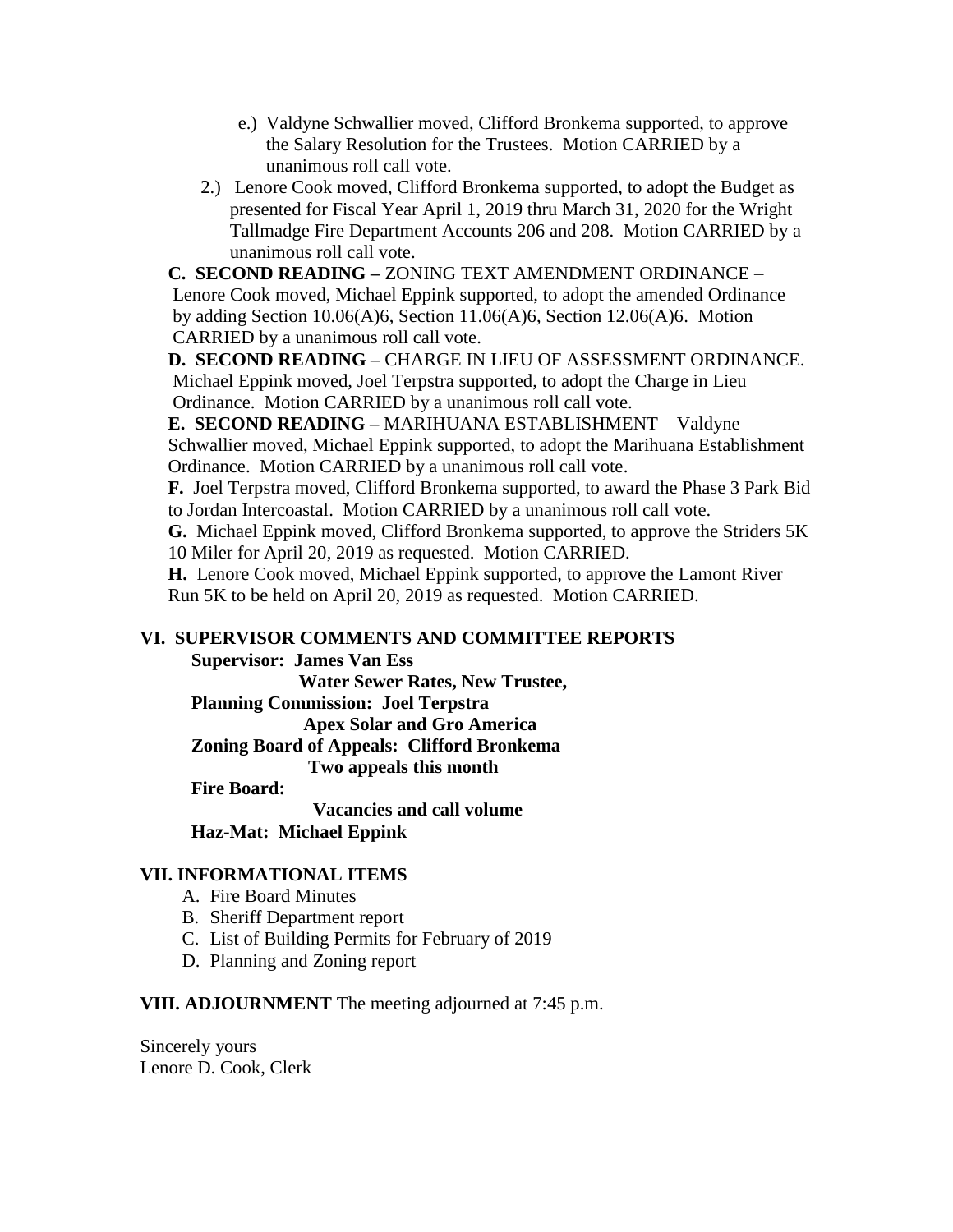e.) Valdyne Schwallier moved, Clifford Bronkema supported, to approve the Salary Resolution for the Trustees. Motion CARRIED by a unanimous roll call vote.

2.) Lenore Cook moved, Clifford Bronkema supported, to adopt the Budget as presented for Fiscal Year April 1, 2019 thru March 31, 2020 for the Wright Tallmadge Fire Department Accounts 206 and 208. Motion CARRIED by a unanimous roll call vote.

**C. SECOND READING –** ZONING TEXT AMENDMENT ORDINANCE – Lenore Cook moved, Michael Eppink supported, to adopt the amended Ordinance by adding Section 10.06(A)6, Section 11.06(A)6, Section 12.06(A)6. Motion CARRIED by a unanimous roll call vote.

**D. SECOND READING –** CHARGE IN LIEU OF ASSESSMENT ORDINANCE. Michael Eppink moved, Joel Terpstra supported, to adopt the Charge in Lieu Ordinance. Motion CARRIED by a unanimous roll call vote.

**E. SECOND READING –** MARIHUANA ESTABLISHMENT – Valdyne Schwallier moved, Michael Eppink supported, to adopt the Marihuana Establishment Ordinance. Motion CARRIED by a unanimous roll call vote.

**F.** Joel Terpstra moved, Clifford Bronkema supported, to award the Phase 3 Park Bid to Jordan Intercoastal. Motion CARRIED by a unanimous roll call vote.

**G.** Michael Eppink moved, Clifford Bronkema supported, to approve the Striders 5K 10 Miler for April 20, 2019 as requested. Motion CARRIED.

**H.** Lenore Cook moved, Michael Eppink supported, to approve the Lamont River Run 5K to be held on April 20, 2019 as requested. Motion CARRIED.

## VI. SUPERVISOR COMMENTS AND COMMITTEE REPORTS

**Supervisor: James Van Ess**

**Water Sewer Rates, New Trustee,**

**Planning Commission: Joel Terpstra**

**Apex Solar and Gro America**

**Zoning Board of Appeals: Clifford Bronkema**

**Two appeals this month**

**Fire Board:**

**Vacancies and call volume**

**Haz-Mat: Michael Eppink**

## VII. INFORMATIONAL ITEMS

A. Fire Board Minutes
B. Sheriff Department report
C. List of Building Permits for February of 2019
D. Planning and Zoning report

**VIII. ADJOURNMENT** The meeting adjourned at 7:45 p.m.

Sincerely yours
Lenore D. Cook, Clerk